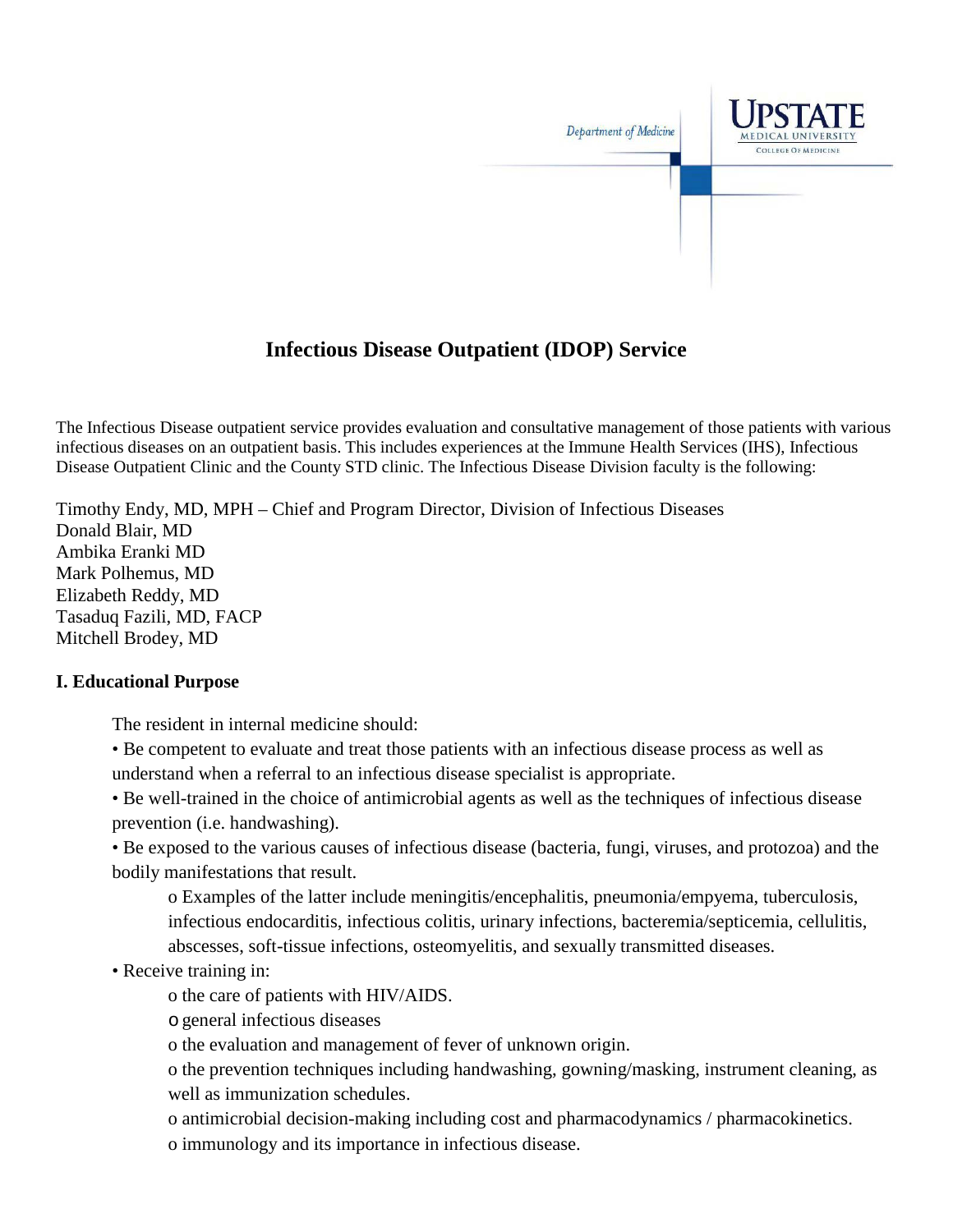Department of Medicine

UPSTATE MEDICAL UNIVERSITY
COLLEGE OF MEDICINE

# Infectious Disease Outpatient (IDOP) Service

The Infectious Disease outpatient service provides evaluation and consultative management of those patients with various infectious diseases on an outpatient basis. This includes experiences at the Immune Health Services (IHS), Infectious Disease Outpatient Clinic and the County STD clinic. The Infectious Disease Division faculty is the following:

Timothy Endy, MD, MPH – Chief and Program Director, Division of Infectious Diseases
Donald Blair, MD
Ambika Eranki MD
Mark Polhemus, MD
Elizabeth Reddy, MD
Tasaduq Fazili, MD, FACP
Mitchell Brodey, MD

## I. Educational Purpose

The resident in internal medicine should:

- Be competent to evaluate and treat those patients with an infectious disease process as well as understand when a referral to an infectious disease specialist is appropriate.
- Be well-trained in the choice of antimicrobial agents as well as the techniques of infectious disease prevention (i.e. handwashing).
- Be exposed to the various causes of infectious disease (bacteria, fungi, viruses, and protozoa) and the bodily manifestations that result.
  - Examples of the latter include meningitis/encephalitis, pneumonia/empyema, tuberculosis, infectious endocarditis, infectious colitis, urinary infections, bacteremia/septicemia, cellulitis, abscesses, soft-tissue infections, osteomyelitis, and sexually transmitted diseases.
- Receive training in:
  - the care of patients with HIV/AIDS.
  - general infectious diseases
  - the evaluation and management of fever of unknown origin.
  - the prevention techniques including handwashing, gowning/masking, instrument cleaning, as well as immunization schedules.
  - antimicrobial decision-making including cost and pharmacodynamics / pharmacokinetics.
  - immunology and its importance in infectious disease.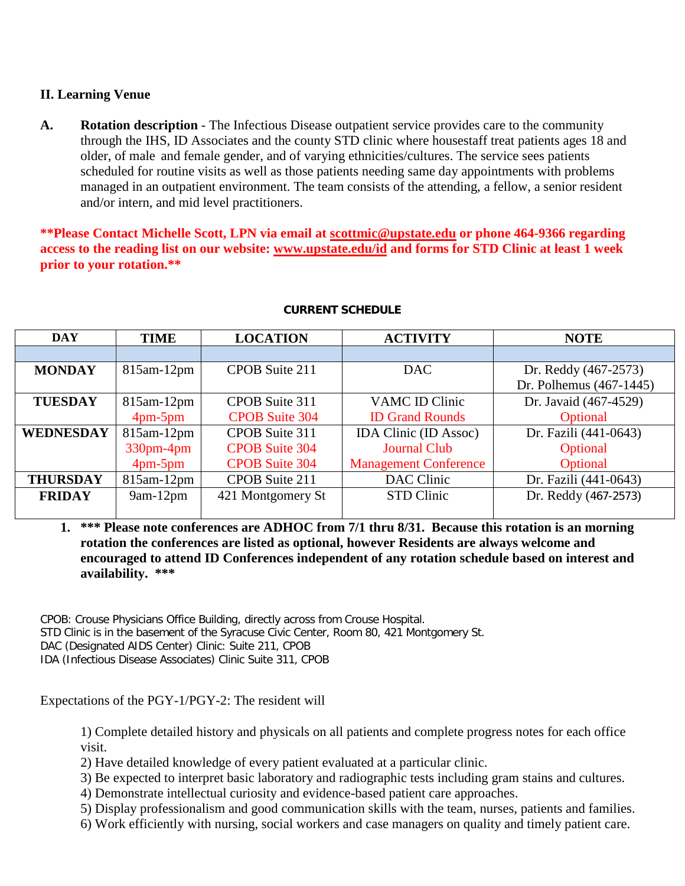## II. Learning Venue

**A.** **Rotation description** - The Infectious Disease outpatient service provides care to the community through the IHS, ID Associates and the county STD clinic where housestaff treat patients ages 18 and older, of male and female gender, and of varying ethnicities/cultures. The service sees patients scheduled for routine visits as well as those patients needing same day appointments with problems managed in an outpatient environment. The team consists of the attending, a fellow, a senior resident and/or intern, and mid level practitioners.

****Please Contact Michelle Scott, LPN via email at scottmic@upstate.edu or phone 464-9366 regarding access to the reading list on our website: www.upstate.edu/id and forms for STD Clinic at least 1 week prior to your rotation.****

**CURRENT SCHEDULE**

| DAY | TIME | LOCATION | ACTIVITY | NOTE |
|---|---|---|---|---|
| | | | | |
| **MONDAY** | 815am-12pm | CPOB Suite 211 | DAC | Dr. Reddy (467-2573)<br>Dr. Polhemus (467-1445) |
| **TUESDAY** | 815am-12pm<br>4pm-5pm | CPOB Suite 311<br>CPOB Suite 304 | VAMC ID Clinic<br>ID Grand Rounds | Dr. Javaid (467-4529)<br>Optional |
| **WEDNESDAY** | 815am-12pm<br>330pm-4pm<br>4pm-5pm | CPOB Suite 311<br>CPOB Suite 304<br>CPOB Suite 304 | IDA Clinic (ID Assoc)<br>Journal Club<br>Management Conference | Dr. Fazili (441-0643)<br>Optional<br>Optional |
| **THURSDAY** | 815am-12pm | CPOB Suite 211 | DAC Clinic | Dr. Fazili (441-0643) |
| **FRIDAY** | 9am-12pm | 421 Montgomery St | STD Clinic | Dr. Reddy (467-2573) |

1. ***** Please note conferences are ADHOC from 7/1 thru 8/31. Because this rotation is an morning rotation the conferences are listed as optional, however Residents are always welcome and encouraged to attend ID Conferences independent of any rotation schedule based on interest and availability. *****

CPOB: Crouse Physicians Office Building, directly across from Crouse Hospital.
STD Clinic is in the basement of the Syracuse Civic Center, Room 80, 421 Montgomery St.
DAC (Designated AIDS Center) Clinic: Suite 211, CPOB
IDA (Infectious Disease Associates) Clinic Suite 311, CPOB

Expectations of the PGY-1/PGY-2: The resident will

1) Complete detailed history and physicals on all patients and complete progress notes for each office visit.
2) Have detailed knowledge of every patient evaluated at a particular clinic.
3) Be expected to interpret basic laboratory and radiographic tests including gram stains and cultures.
4) Demonstrate intellectual curiosity and evidence-based patient care approaches.
5) Display professionalism and good communication skills with the team, nurses, patients and families.
6) Work efficiently with nursing, social workers and case managers on quality and timely patient care.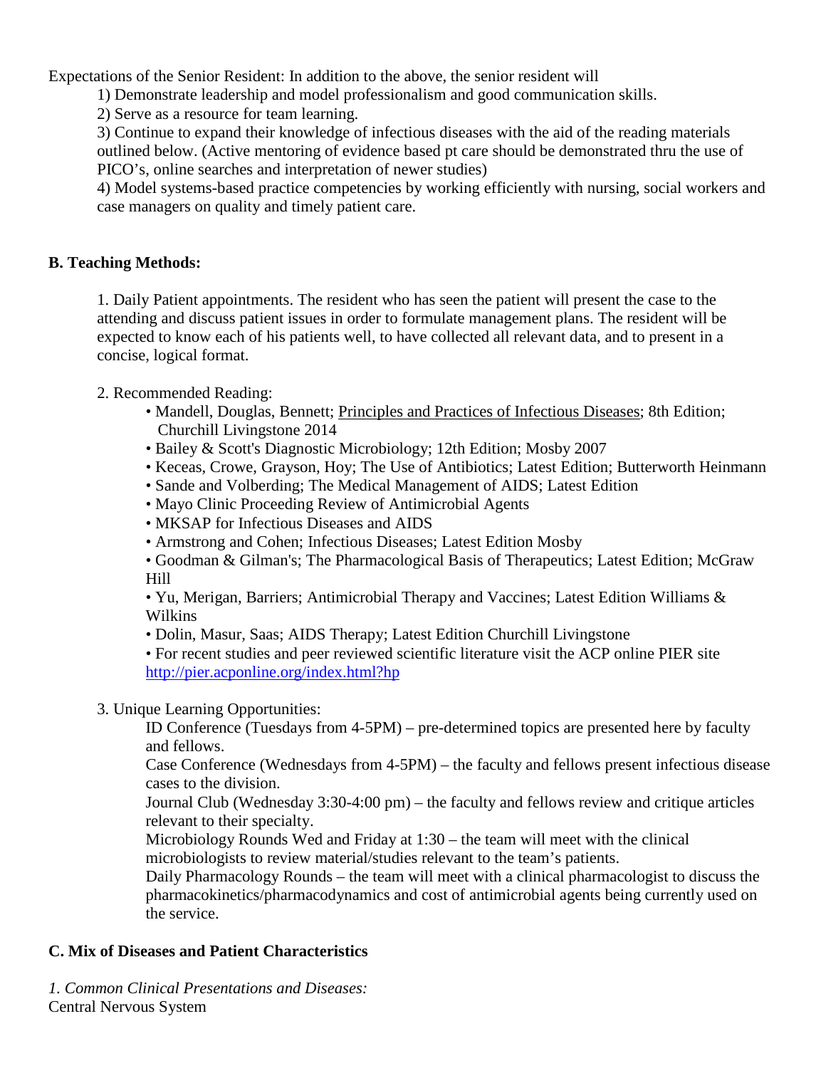Expectations of the Senior Resident: In addition to the above, the senior resident will

1) Demonstrate leadership and model professionalism and good communication skills.
2) Serve as a resource for team learning.
3) Continue to expand their knowledge of infectious diseases with the aid of the reading materials outlined below. (Active mentoring of evidence based pt care should be demonstrated thru the use of PICO's, online searches and interpretation of newer studies)
4) Model systems-based practice competencies by working efficiently with nursing, social workers and case managers on quality and timely patient care.

## B. Teaching Methods:

1. Daily Patient appointments. The resident who has seen the patient will present the case to the attending and discuss patient issues in order to formulate management plans. The resident will be expected to know each of his patients well, to have collected all relevant data, and to present in a concise, logical format.

2. Recommended Reading:
   - Mandell, Douglas, Bennett; Principles and Practices of Infectious Diseases; 8th Edition; Churchill Livingstone 2014
   - Bailey & Scott's Diagnostic Microbiology; 12th Edition; Mosby 2007
   - Keceas, Crowe, Grayson, Hoy; The Use of Antibiotics; Latest Edition; Butterworth Heinmann
   - Sande and Volberding; The Medical Management of AIDS; Latest Edition
   - Mayo Clinic Proceeding Review of Antimicrobial Agents
   - MKSAP for Infectious Diseases and AIDS
   - Armstrong and Cohen; Infectious Diseases; Latest Edition Mosby
   - Goodman & Gilman's; The Pharmacological Basis of Therapeutics; Latest Edition; McGraw Hill
   - Yu, Merigan, Barriers; Antimicrobial Therapy and Vaccines; Latest Edition Williams & Wilkins
   - Dolin, Masur, Saas; AIDS Therapy; Latest Edition Churchill Livingstone
   - For recent studies and peer reviewed scientific literature visit the ACP online PIER site http://pier.acponline.org/index.html?hp

3. Unique Learning Opportunities:

   ID Conference (Tuesdays from 4-5PM) – pre-determined topics are presented here by faculty and fellows.

   Case Conference (Wednesdays from 4-5PM) – the faculty and fellows present infectious disease cases to the division.

   Journal Club (Wednesday 3:30-4:00 pm) – the faculty and fellows review and critique articles relevant to their specialty.

   Microbiology Rounds Wed and Friday at 1:30 – the team will meet with the clinical microbiologists to review material/studies relevant to the team's patients.

   Daily Pharmacology Rounds – the team will meet with a clinical pharmacologist to discuss the pharmacokinetics/pharmacodynamics and cost of antimicrobial agents being currently used on the service.

## C. Mix of Diseases and Patient Characteristics

*1. Common Clinical Presentations and Diseases:*

Central Nervous System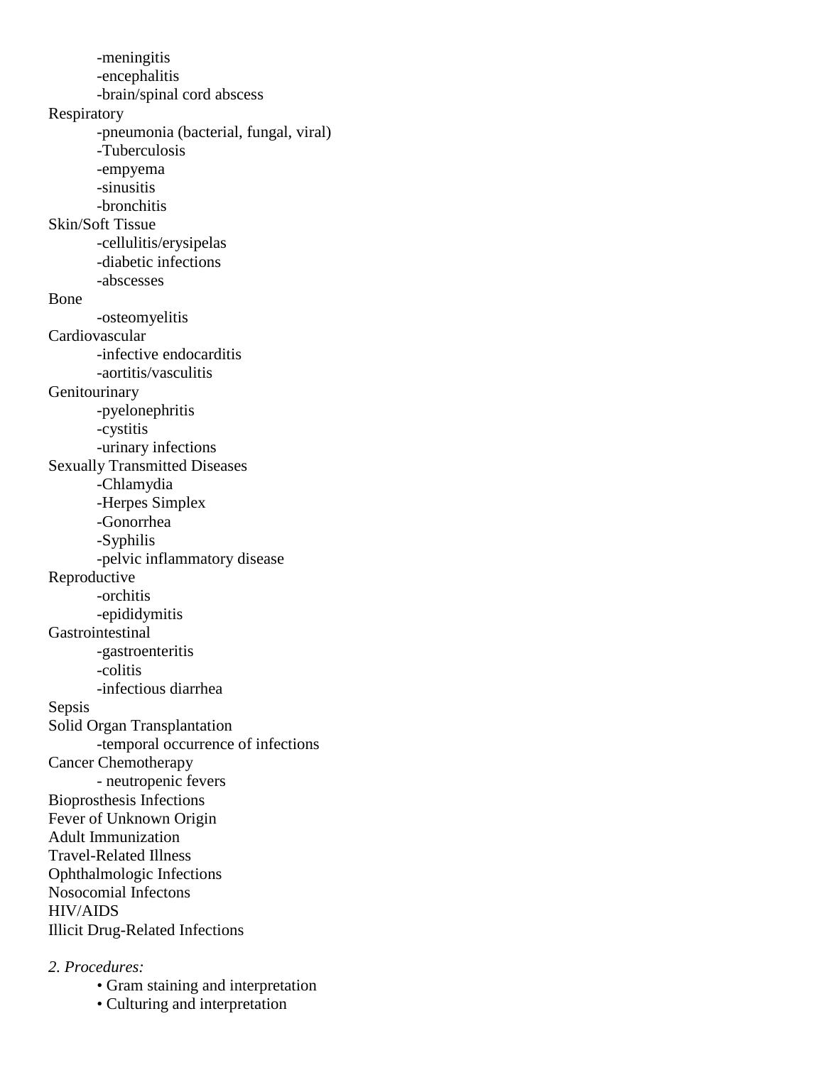- meningitis
- encephalitis
- brain/spinal cord abscess

Respiratory

- pneumonia (bacterial, fungal, viral)
- Tuberculosis
- empyema
- sinusitis
- bronchitis

Skin/Soft Tissue

- cellulitis/erysipelas
- diabetic infections
- abscesses

Bone

- osteomyelitis

Cardiovascular

- infective endocarditis
- aortitis/vasculitis

Genitourinary

- pyelonephritis
- cystitis
- urinary infections

Sexually Transmitted Diseases

- Chlamydia
- Herpes Simplex
- Gonorrhea
- Syphilis
- pelvic inflammatory disease

Reproductive

- orchitis
- epididymitis

Gastrointestinal

- gastroenteritis
- colitis
- infectious diarrhea

Sepsis

Solid Organ Transplantation

- temporal occurrence of infections

Cancer Chemotherapy

- neutropenic fevers

Bioprosthesis Infections

Fever of Unknown Origin

Adult Immunization

Travel-Related Illness

Ophthalmologic Infections

Nosocomial Infectons

HIV/AIDS

Illicit Drug-Related Infections

*2. Procedures:*

- Gram staining and interpretation
- Culturing and interpretation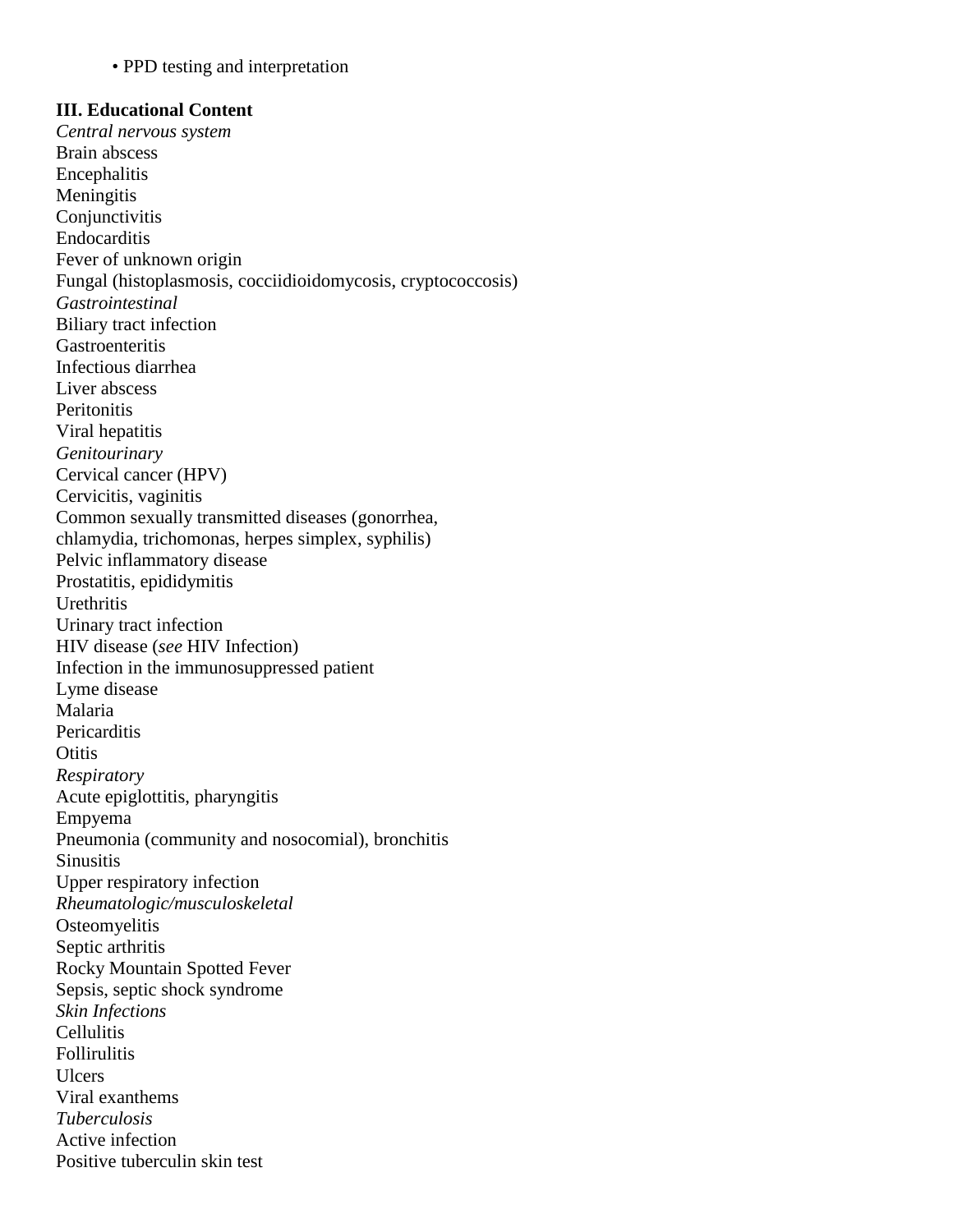- PPD testing and interpretation

**III. Educational Content**

*Central nervous system*

Brain abscess
Encephalitis
Meningitis
Conjunctivitis
Endocarditis
Fever of unknown origin
Fungal (histoplasmosis, cocciidioidomycosis, cryptococcosis)

*Gastrointestinal*

Biliary tract infection
Gastroenteritis
Infectious diarrhea
Liver abscess
Peritonitis
Viral hepatitis

*Genitourinary*

Cervical cancer (HPV)
Cervicitis, vaginitis
Common sexually transmitted diseases (gonorrhea,
chlamydia, trichomonas, herpes simplex, syphilis)
Pelvic inflammatory disease
Prostatitis, epididymitis
Urethritis
Urinary tract infection
HIV disease (*see* HIV Infection)
Infection in the immunosuppressed patient
Lyme disease
Malaria
Pericarditis
Otitis

*Respiratory*

Acute epiglottitis, pharyngitis
Empyema
Pneumonia (community and nosocomial), bronchitis
Sinusitis
Upper respiratory infection

*Rheumatologic/musculoskeletal*

Osteomyelitis
Septic arthritis
Rocky Mountain Spotted Fever
Sepsis, septic shock syndrome

*Skin Infections*

Cellulitis
Follirulitis
Ulcers
Viral exanthems

*Tuberculosis*

Active infection
Positive tuberculin skin test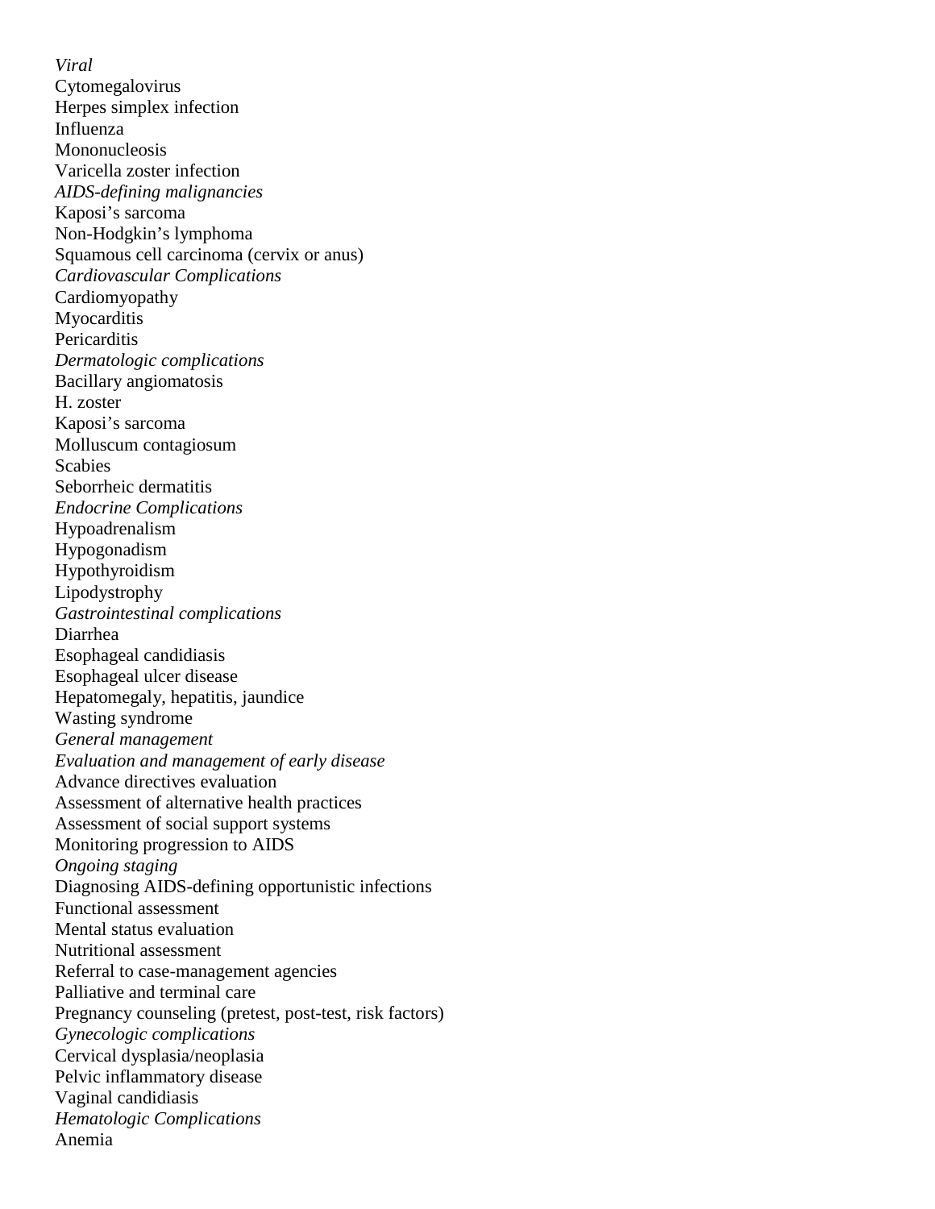*Viral*

Cytomegalovirus

Herpes simplex infection

Influenza

Mononucleosis

Varicella zoster infection

*AIDS-defining malignancies*

Kaposi's sarcoma

Non-Hodgkin's lymphoma

Squamous cell carcinoma (cervix or anus)

*Cardiovascular Complications*

Cardiomyopathy

Myocarditis

Pericarditis

*Dermatologic complications*

Bacillary angiomatosis

H. zoster

Kaposi's sarcoma

Molluscum contagiosum

Scabies

Seborrheic dermatitis

*Endocrine Complications*

Hypoadrenalism

Hypogonadism

Hypothyroidism

Lipodystrophy

*Gastrointestinal complications*

Diarrhea

Esophageal candidiasis

Esophageal ulcer disease

Hepatomegaly, hepatitis, jaundice

Wasting syndrome

*General management*

*Evaluation and management of early disease*

Advance directives evaluation

Assessment of alternative health practices

Assessment of social support systems

Monitoring progression to AIDS

*Ongoing staging*

Diagnosing AIDS-defining opportunistic infections

Functional assessment

Mental status evaluation

Nutritional assessment

Referral to case-management agencies

Palliative and terminal care

Pregnancy counseling (pretest, post-test, risk factors)

*Gynecologic complications*

Cervical dysplasia/neoplasia

Pelvic inflammatory disease

Vaginal candidiasis

*Hematologic Complications*

Anemia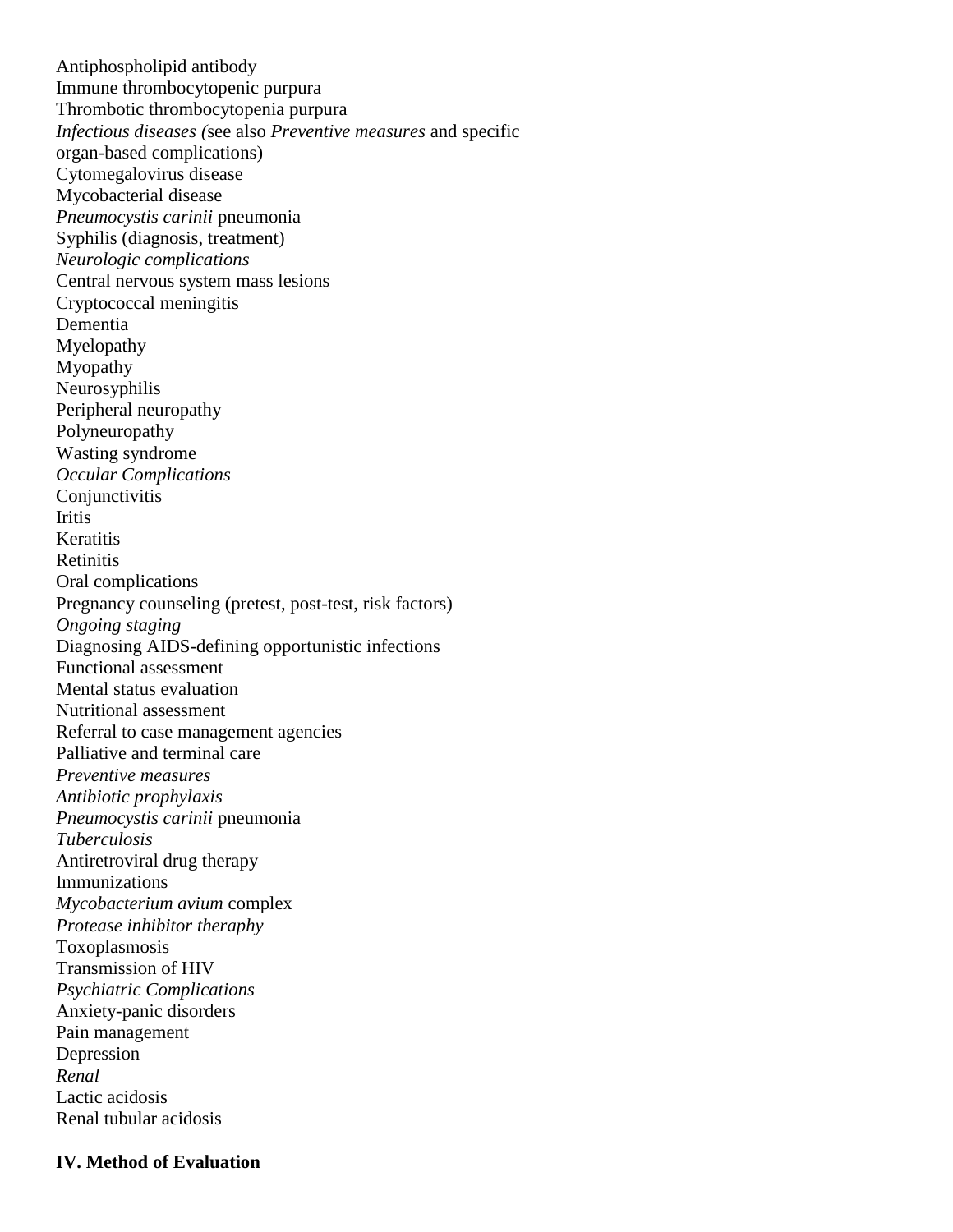Antiphospholipid antibody
Immune thrombocytopenic purpura
Thrombotic thrombocytopenia purpura
*Infectious diseases (*see also *Preventive measures* and specific organ-based complications)
Cytomegalovirus disease
Mycobacterial disease
*Pneumocystis carinii* pneumonia
Syphilis (diagnosis, treatment)
*Neurologic complications*
Central nervous system mass lesions
Cryptococcal meningitis
Dementia
Myelopathy
Myopathy
Neurosyphilis
Peripheral neuropathy
Polyneuropathy
Wasting syndrome
*Occular Complications*
Conjunctivitis
Iritis
Keratitis
Retinitis
Oral complications
Pregnancy counseling (pretest, post-test, risk factors)
*Ongoing staging*
Diagnosing AIDS-defining opportunistic infections
Functional assessment
Mental status evaluation
Nutritional assessment
Referral to case management agencies
Palliative and terminal care
*Preventive measures*
*Antibiotic prophylaxis*
*Pneumocystis carinii* pneumonia
*Tuberculosis*
Antiretroviral drug therapy
Immunizations
*Mycobacterium avium* complex
*Protease inhibitor theraphy*
Toxoplasmosis
Transmission of HIV
*Psychiatric Complications*
Anxiety-panic disorders
Pain management
Depression
*Renal*
Lactic acidosis
Renal tubular acidosis

**IV. Method of Evaluation**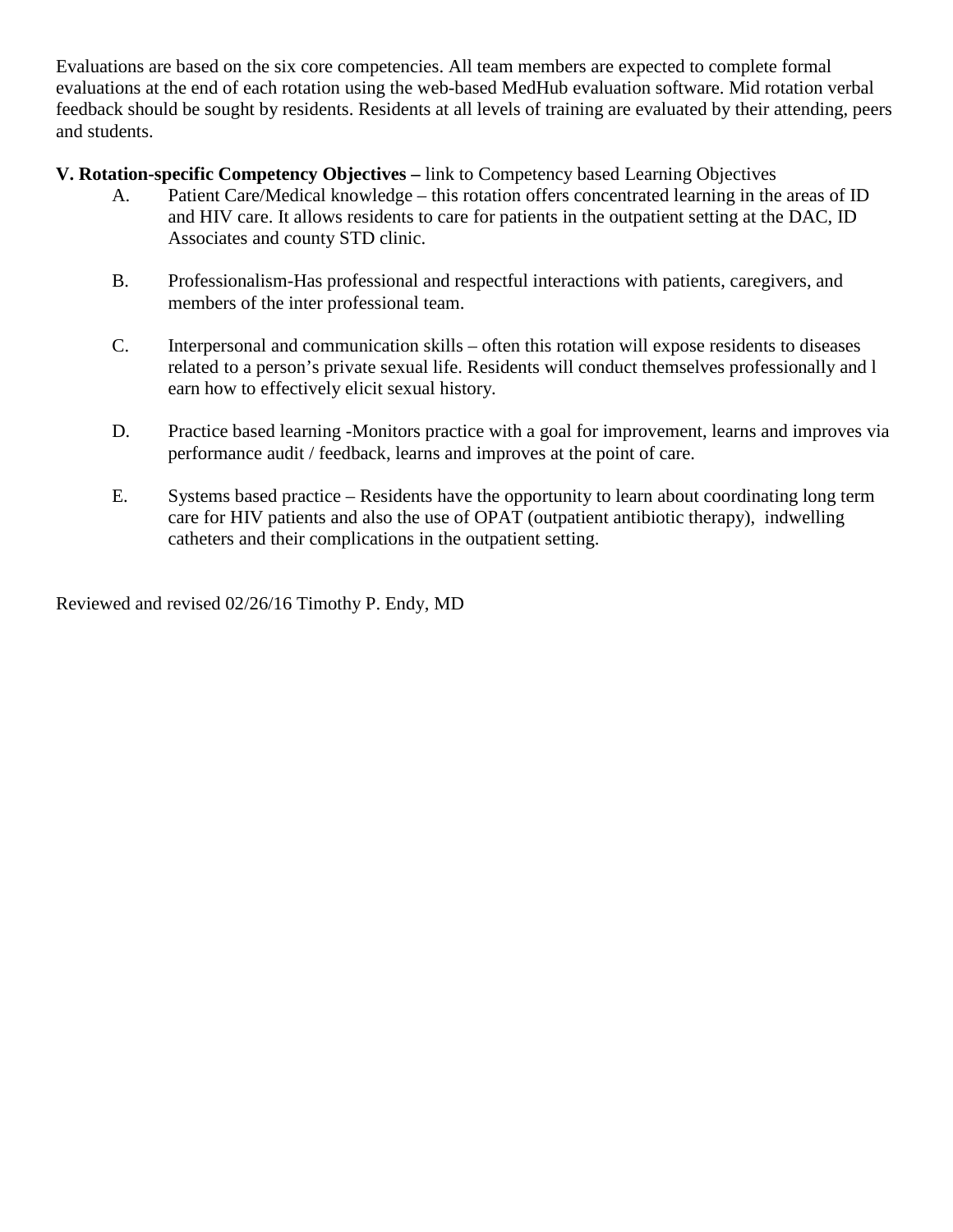Evaluations are based on the six core competencies. All team members are expected to complete formal evaluations at the end of each rotation using the web-based MedHub evaluation software. Mid rotation verbal feedback should be sought by residents. Residents at all levels of training are evaluated by their attending, peers and students.

**V. Rotation-specific Competency Objectives –** link to Competency based Learning Objectives

A. Patient Care/Medical knowledge – this rotation offers concentrated learning in the areas of ID and HIV care. It allows residents to care for patients in the outpatient setting at the DAC, ID Associates and county STD clinic.

B. Professionalism-Has professional and respectful interactions with patients, caregivers, and members of the inter professional team.

C. Interpersonal and communication skills – often this rotation will expose residents to diseases related to a person's private sexual life. Residents will conduct themselves professionally and l earn how to effectively elicit sexual history.

D. Practice based learning -Monitors practice with a goal for improvement, learns and improves via performance audit / feedback, learns and improves at the point of care.

E. Systems based practice – Residents have the opportunity to learn about coordinating long term care for HIV patients and also the use of OPAT (outpatient antibiotic therapy), indwelling catheters and their complications in the outpatient setting.

Reviewed and revised 02/26/16 Timothy P. Endy, MD